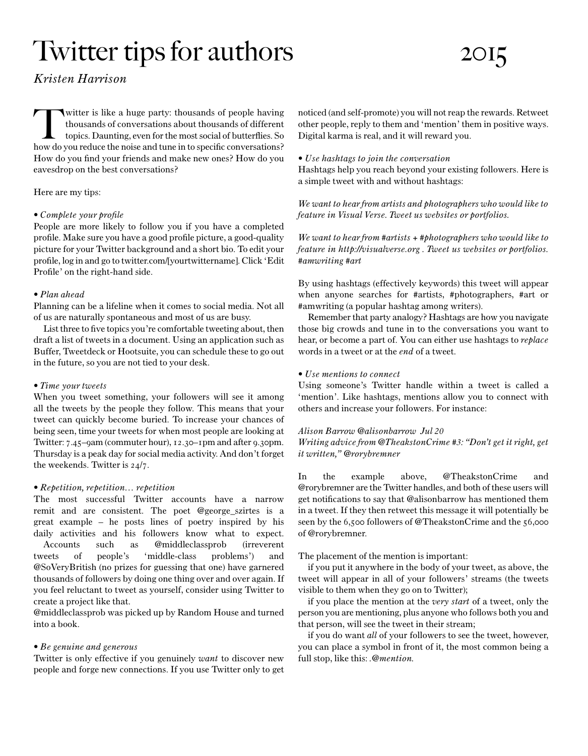# Twitter tips for authors 2015

*Kristen Harrison*

Twitter is like a huge party: thousands of people having thousands of conversations about thousands of different topics. Daunting, even for the most social of butterflies. So how do you reduce the noise and tune in to specific conversations? How do you find your friends and make new ones? How do you eavesdrop on the best conversations?

Here are my tips:

• *Complete your profile*

People are more likely to follow you if you have a completed profile. Make sure you have a good profile picture, a good-quality picture for your Twitter background and a short bio. To edit your profile, log in and go to twitter.com/[yourtwittername]. Click 'Edit Profile' on the right-hand side.

• *Plan ahead*

Planning can be a lifeline when it comes to social media. Not all of us are naturally spontaneous and most of us are busy.

List three to five topics you're comfortable tweeting about, then draft a list of tweets in a document. Using an application such as Buffer, Tweetdeck or Hootsuite, you can schedule these to go out in the future, so you are not tied to your desk.

• *Time your tweets*

When you tweet something, your followers will see it among all the tweets by the people they follow. This means that your tweet can quickly become buried. To increase your chances of being seen, time your tweets for when most people are looking at Twitter: 7.45–9am (commuter hour), 12.30–1pm and after 9.30pm. Thursday is a peak day for social media activity. And don't forget the weekends. Twitter is 24/7.

• *Repetition, repetition… repetition*

The most successful Twitter accounts have a narrow remit and are consistent. The poet @george_szirtes is a great example – he posts lines of poetry inspired by his daily activities and his followers know what to expect.

Accounts such as @middleclassprob (irreverent tweets of people's 'middle-class problems') and @SoVeryBritish (no prizes for guessing that one) have garnered thousands of followers by doing one thing over and over again. If you feel reluctant to tweet as yourself, consider using Twitter to create a project like that.

@middleclassprob was picked up by Random House and turned into a book.

• *Be genuine and generous*

Twitter is only effective if you genuinely *want* to discover new people and forge new connections. If you use Twitter only to get noticed (and self-promote) you will not reap the rewards. Retweet other people, reply to them and 'mention' them in positive ways. Digital karma is real, and it will reward you.

• *Use hashtags to join the conversation*

Hashtags help you reach beyond your existing followers. Here is a simple tweet with and without hashtags:

*We want to hear from artists and photographers who would like to feature in Visual Verse. Tweet us websites or portfolios.*

*We want to hear from #artists + #photographers who would like to feature in http://visualverse.org . Tweet us websites or portfolios. #amwriting #art*

By using hashtags (effectively keywords) this tweet will appear when anyone searches for #artists, #photographers, #art or #amwriting (a popular hashtag among writers).

Remember that party analogy? Hashtags are how you navigate those big crowds and tune in to the conversations you want to hear, or become a part of. You can either use hashtags to *replace* words in a tweet or at the *end* of a tweet.

• *Use mentions to connect*

Using someone's Twitter handle within a tweet is called a 'mention'. Like hashtags, mentions allow you to connect with others and increase your followers. For instance:

*Alison Barrow @alisonbarrow Jul 20*
*Writing advice from @TheakstonCrime #3: "Don't get it right, get it written," @rorybremner*

In the example above, @TheakstonCrime and @rorybremner are the Twitter handles, and both of these users will get notifications to say that @alisonbarrow has mentioned them in a tweet. If they then retweet this message it will potentially be seen by the 6,500 followers of @TheakstonCrime and the 56,000 of @rorybremner.

The placement of the mention is important:

if you put it anywhere in the body of your tweet, as above, the tweet will appear in all of your followers' streams (the tweets visible to them when they go on to Twitter);

if you place the mention at the *very start* of a tweet, only the person you are mentioning, plus anyone who follows both you and that person, will see the tweet in their stream;

if you do want *all* of your followers to see the tweet, however, you can place a symbol in front of it, the most common being a full stop, like this: *.@mention.*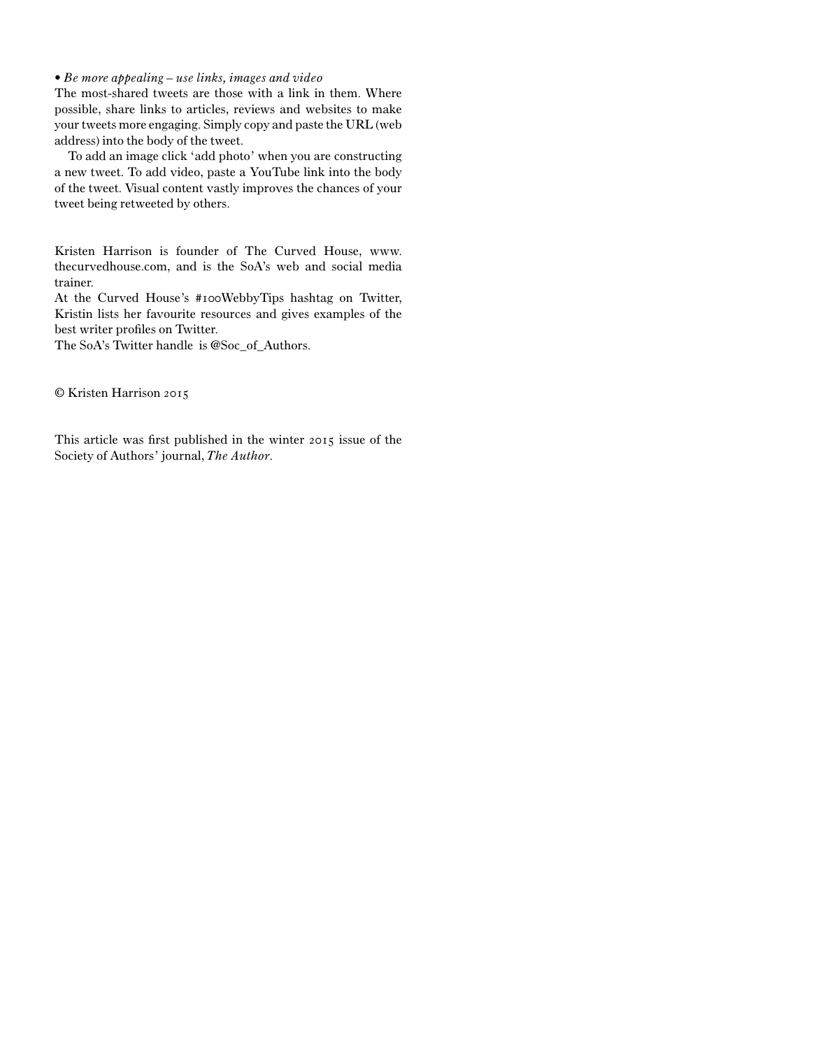• *Be more appealing – use links, images and video*

The most-shared tweets are those with a link in them. Where possible, share links to articles, reviews and websites to make your tweets more engaging. Simply copy and paste the URL (web address) into the body of the tweet.

To add an image click 'add photo' when you are constructing a new tweet. To add video, paste a YouTube link into the body of the tweet. Visual content vastly improves the chances of your tweet being retweeted by others.

Kristen Harrison is founder of The Curved House, www.thecurvedhouse.com, and is the SoA's web and social media trainer.
At the Curved House's #100WebbyTips hashtag on Twitter, Kristin lists her favourite resources and gives examples of the best writer profiles on Twitter.
The SoA's Twitter handle is @Soc_of_Authors.

© Kristen Harrison 2015

This article was first published in the winter 2015 issue of the Society of Authors' journal, *The Author*.